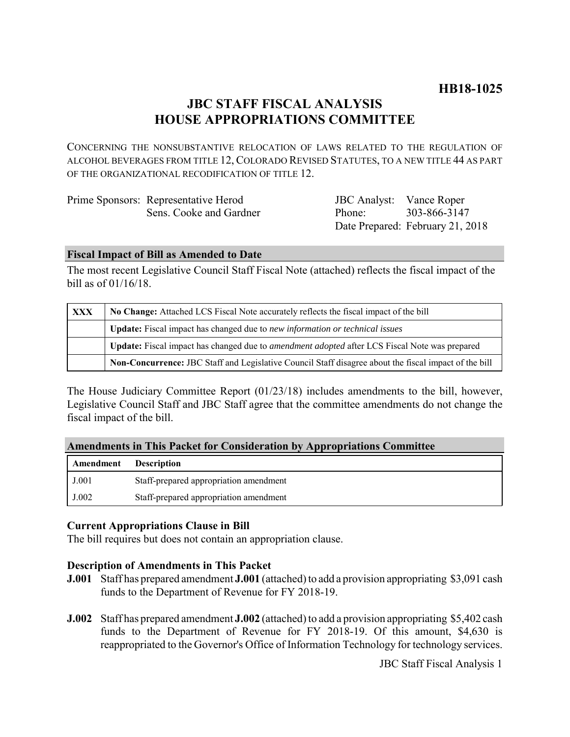**HB18-1025**

# JBC STAFF FISCAL ANALYSIS
# HOUSE APPROPRIATIONS COMMITTEE

CONCERNING THE NONSUBSTANTIVE RELOCATION OF LAWS RELATED TO THE REGULATION OF ALCOHOL BEVERAGES FROM TITLE 12, COLORADO REVISED STATUTES, TO A NEW TITLE 44 AS PART OF THE ORGANIZATIONAL RECODIFICATION OF TITLE 12.

Prime Sponsors: Representative Herod
Sens. Cooke and Gardner

JBC Analyst: Vance Roper
Phone: 303-866-3147
Date Prepared: February 21, 2018

## Fiscal Impact of Bill as Amended to Date

The most recent Legislative Council Staff Fiscal Note (attached) reflects the fiscal impact of the bill as of 01/16/18.

| | |
|---|---|
| XXX | **No Change:** Attached LCS Fiscal Note accurately reflects the fiscal impact of the bill |
| | **Update:** Fiscal impact has changed due to *new information or technical issues* |
| | **Update:** Fiscal impact has changed due to *amendment adopted* after LCS Fiscal Note was prepared |
| | **Non-Concurrence:** JBC Staff and Legislative Council Staff disagree about the fiscal impact of the bill |

The House Judiciary Committee Report (01/23/18) includes amendments to the bill, however, Legislative Council Staff and JBC Staff agree that the committee amendments do not change the fiscal impact of the bill.

## Amendments in This Packet for Consideration by Appropriations Committee

| Amendment | Description |
|---|---|
| J.001 | Staff-prepared appropriation amendment |
| J.002 | Staff-prepared appropriation amendment |

### Current Appropriations Clause in Bill

The bill requires but does not contain an appropriation clause.

### Description of Amendments in This Packet

**J.001** Staff has prepared amendment **J.001** (attached) to add a provision appropriating $3,091 cash funds to the Department of Revenue for FY 2018-19.

**J.002** Staff has prepared amendment **J.002** (attached) to add a provision appropriating $5,402 cash funds to the Department of Revenue for FY 2018-19. Of this amount, $4,630 is reappropriated to the Governor's Office of Information Technology for technology services.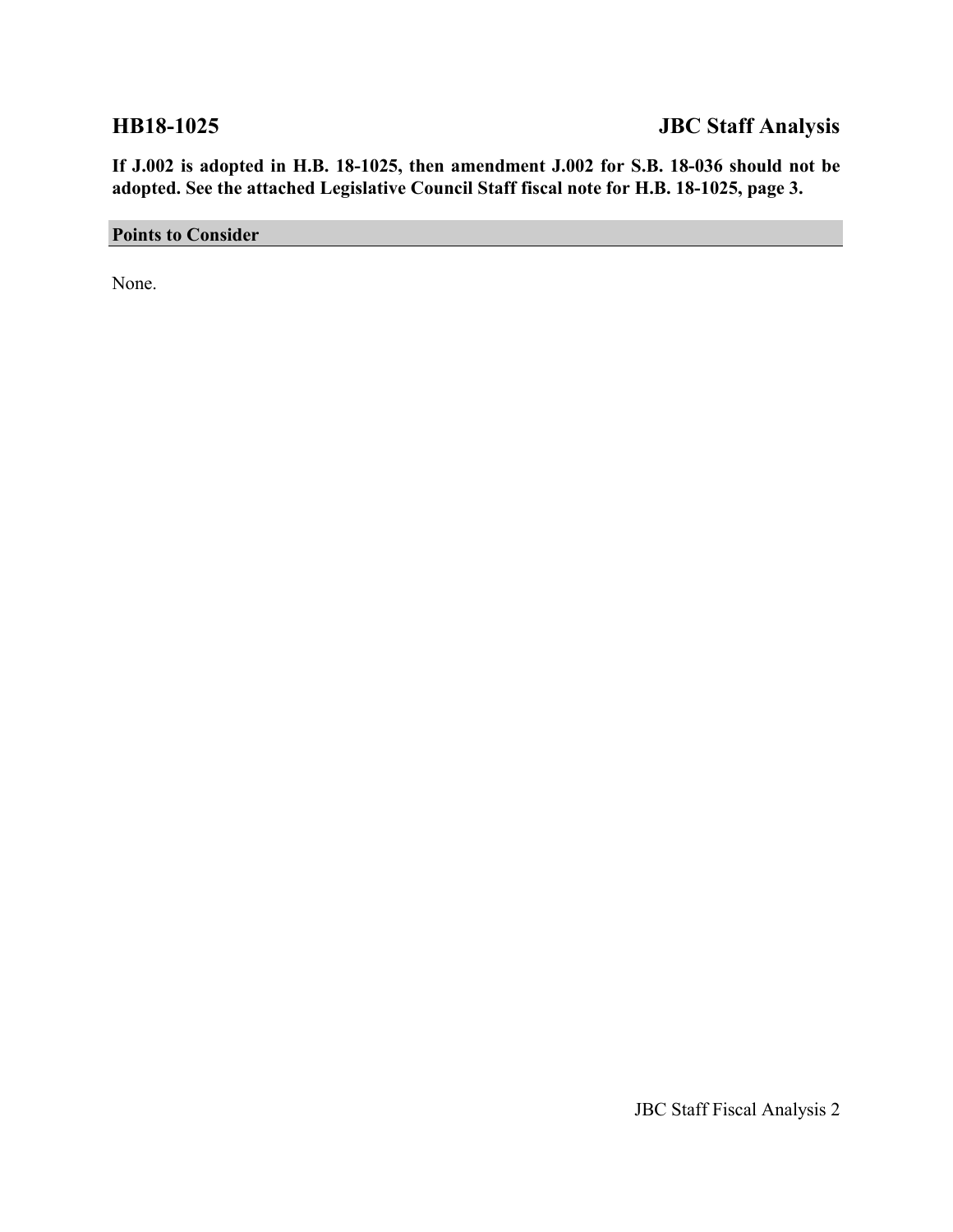**If J.002 is adopted in H.B. 18-1025, then amendment J.002 for S.B. 18-036 should not be adopted. See the attached Legislative Council Staff fiscal note for H.B. 18-1025, page 3.**

## Points to Consider

None.